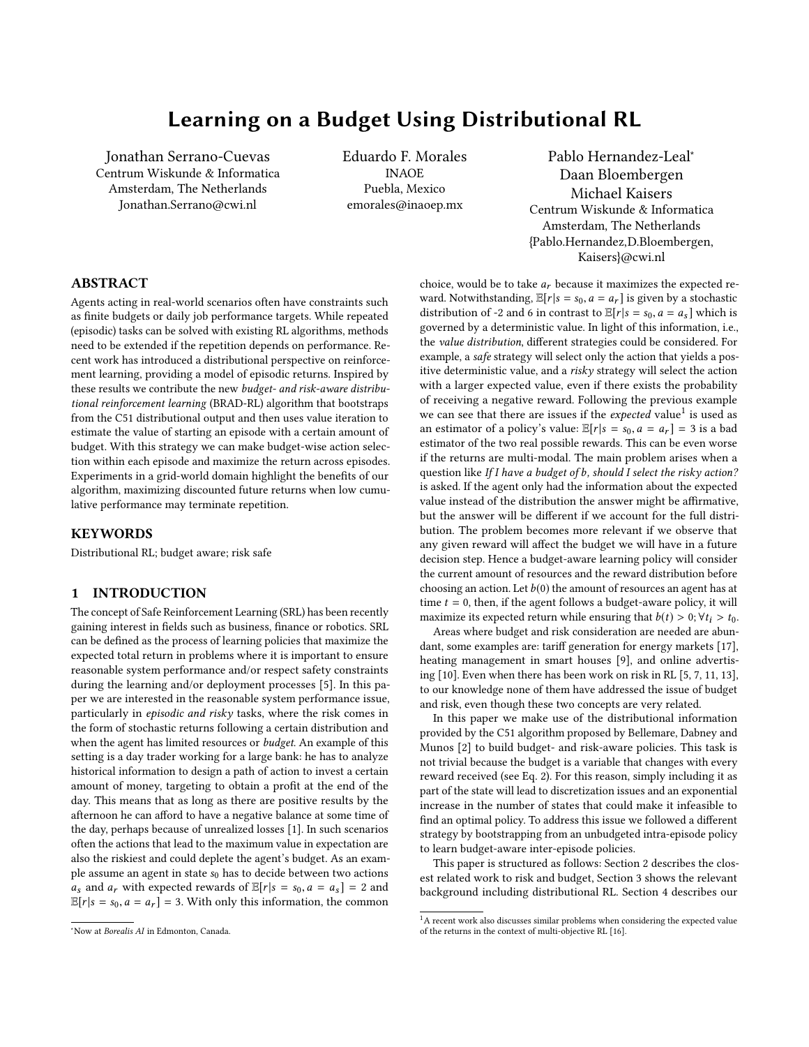# Learning on a Budget Using Distributional RL

Jonathan Serrano-Cuevas
Centrum Wiskunde & Informatica
Amsterdam, The Netherlands
Jonathan.Serrano@cwi.nl

Eduardo F. Morales
INAOE
Puebla, Mexico
emorales@inaoep.mx

Pablo Hernandez-Leal*
Daan Bloembergen
Michael Kaisers
Centrum Wiskunde & Informatica
Amsterdam, The Netherlands
{Pablo.Hernandez,D.Bloembergen,Kaisers}@cwi.nl

## ABSTRACT

Agents acting in real-world scenarios often have constraints such as finite budgets or daily job performance targets. While repeated (episodic) tasks can be solved with existing RL algorithms, methods need to be extended if the repetition depends on performance. Recent work has introduced a distributional perspective on reinforcement learning, providing a model of episodic returns. Inspired by these results we contribute the new *budget- and risk-aware distributional reinforcement learning* (BRAD-RL) algorithm that bootstraps from the C51 distributional output and then uses value iteration to estimate the value of starting an episode with a certain amount of budget. With this strategy we can make budget-wise action selection within each episode and maximize the return across episodes. Experiments in a grid-world domain highlight the benefits of our algorithm, maximizing discounted future returns when low cumulative performance may terminate repetition.

## KEYWORDS

Distributional RL; budget aware; risk safe

## 1 INTRODUCTION

The concept of Safe Reinforcement Learning (SRL) has been recently gaining interest in fields such as business, finance or robotics. SRL can be defined as the process of learning policies that maximize the expected total return in problems where it is important to ensure reasonable system performance and/or respect safety constraints during the learning and/or deployment processes [5]. In this paper we are interested in the reasonable system performance issue, particularly in *episodic and risky* tasks, where the risk comes in the form of stochastic returns following a certain distribution and when the agent has limited resources or *budget*. An example of this setting is a day trader working for a large bank: he has to analyze historical information to design a path of action to invest a certain amount of money, targeting to obtain a profit at the end of the day. This means that as long as there are positive results by the afternoon he can afford to have a negative balance at some time of the day, perhaps because of unrealized losses [1]. In such scenarios often the actions that lead to the maximum value in expectation are also the riskiest and could deplete the agent's budget. As an example assume an agent in state $s_0$ has to decide between two actions $a_s$ and $a_r$ with expected rewards of $\mathbb{E}[r|s = s_0, a = a_s] = 2$ and $\mathbb{E}[r|s = s_0, a = a_r] = 3$. With only this information, the common choice, would be to take $a_r$ because it maximizes the expected reward. Notwithstanding, $\mathbb{E}[r|s = s_0, a = a_r]$ is given by a stochastic distribution of -2 and 6 in contrast to $\mathbb{E}[r|s = s_0, a = a_s]$ which is governed by a deterministic value. In light of this information, i.e., the *value distribution*, different strategies could be considered. For example, a *safe* strategy will select only the action that yields a positive deterministic value, and a *risky* strategy will select the action with a larger expected value, even if there exists the probability of receiving a negative reward. Following the previous example we can see that there are issues if the *expected* value[1] is used as an estimator of a policy's value: $\mathbb{E}[r|s = s_0, a = a_r] = 3$ is a bad estimator of the two real possible rewards. This can be even worse if the returns are multi-modal. The main problem arises when a question like *If I have a budget of b, should I select the risky action?* is asked. If the agent only had the information about the expected value instead of the distribution the answer might be affirmative, but the answer will be different if we account for the full distribution. The problem becomes more relevant if we observe that any given reward will affect the budget we will have in a future decision step. Hence a budget-aware learning policy will consider the current amount of resources and the reward distribution before choosing an action. Let $b(0)$ the amount of resources an agent has at time $t = 0$, then, if the agent follows a budget-aware policy, it will maximize its expected return while ensuring that $b(t) > 0; \forall t_i > t_0$.

Areas where budget and risk consideration are needed are abundant, some examples are: tariff generation for energy markets [17], heating management in smart houses [9], and online advertising [10]. Even when there has been work on risk in RL [5, 7, 11, 13], to our knowledge none of them have addressed the issue of budget and risk, even though these two concepts are very related.

In this paper we make use of the distributional information provided by the C51 algorithm proposed by Bellemare, Dabney and Munos [2] to build budget- and risk-aware policies. This task is not trivial because the budget is a variable that changes with every reward received (see Eq. 2). For this reason, simply including it as part of the state will lead to discretization issues and an exponential increase in the number of states that could make it infeasible to find an optimal policy. To address this issue we followed a different strategy by bootstrapping from an unbudgeted intra-episode policy to learn budget-aware inter-episode policies.

This paper is structured as follows: Section 2 describes the closest related work to risk and budget, Section 3 shows the relevant background including distributional RL. Section 4 describes our

---

*Now at *Borealis AI* in Edmonton, Canada.

[1] A recent work also discusses similar problems when considering the expected value of the returns in the context of multi-objective RL [16].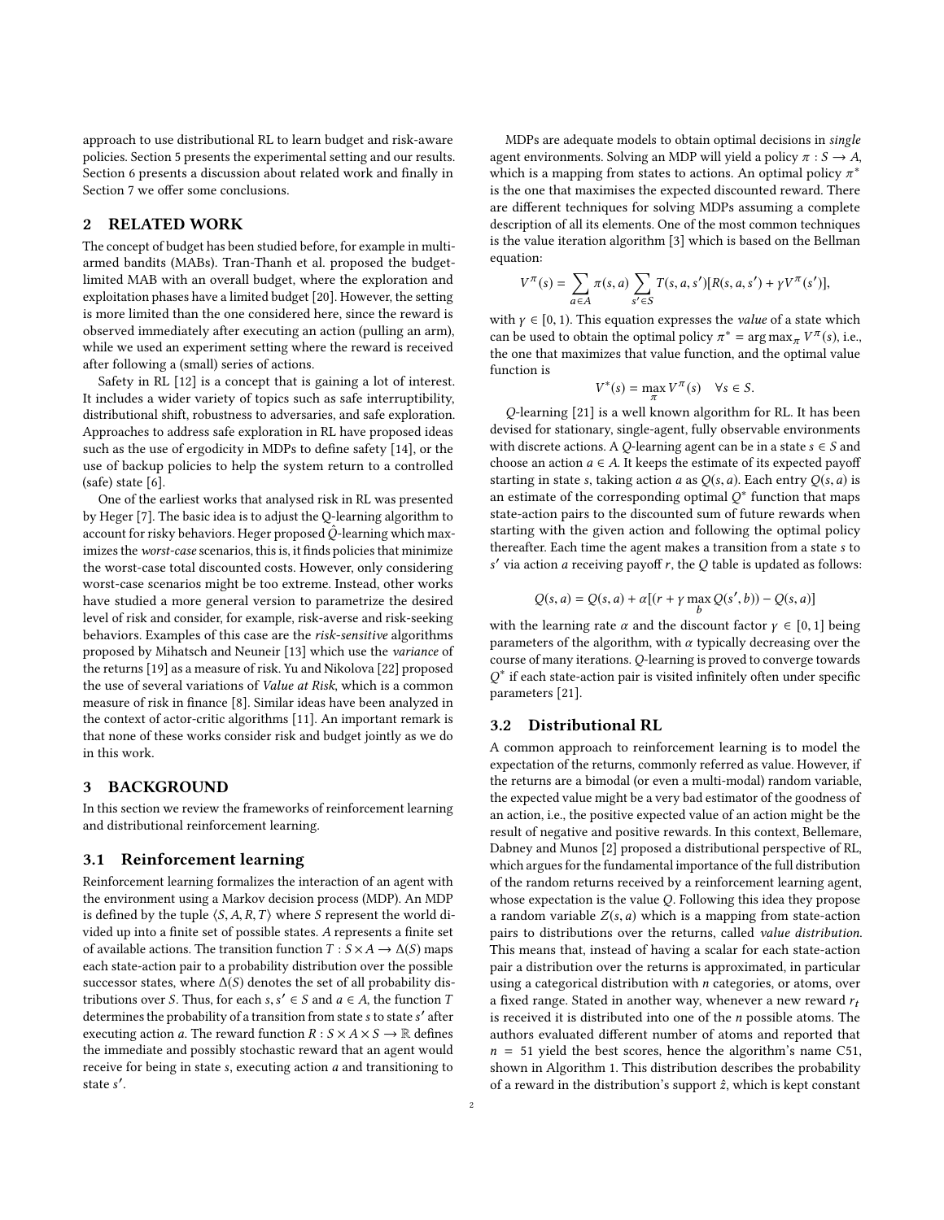approach to use distributional RL to learn budget and risk-aware policies. Section 5 presents the experimental setting and our results. Section 6 presents a discussion about related work and finally in Section 7 we offer some conclusions.

## 2 RELATED WORK

The concept of budget has been studied before, for example in multi-armed bandits (MABs). Tran-Thanh et al. proposed the budget-limited MAB with an overall budget, where the exploration and exploitation phases have a limited budget [20]. However, the setting is more limited than the one considered here, since the reward is observed immediately after executing an action (pulling an arm), while we used an experiment setting where the reward is received after following a (small) series of actions.

Safety in RL [12] is a concept that is gaining a lot of interest. It includes a wider variety of topics such as safe interruptibility, distributional shift, robustness to adversaries, and safe exploration. Approaches to address safe exploration in RL have proposed ideas such as the use of ergodicity in MDPs to define safety [14], or the use of backup policies to help the system return to a controlled (safe) state [6].

One of the earliest works that analysed risk in RL was presented by Heger [7]. The basic idea is to adjust the Q-learning algorithm to account for risky behaviors. Heger proposed $\hat{Q}$-learning which maximizes the *worst-case* scenarios, this is, it finds policies that minimize the worst-case total discounted costs. However, only considering worst-case scenarios might be too extreme. Instead, other works have studied a more general version to parametrize the desired level of risk and consider, for example, risk-averse and risk-seeking behaviors. Examples of this case are the *risk-sensitive* algorithms proposed by Mihatsch and Neuneir [13] which use the *variance* of the returns [19] as a measure of risk. Yu and Nikolova [22] proposed the use of several variations of *Value at Risk*, which is a common measure of risk in finance [8]. Similar ideas have been analyzed in the context of actor-critic algorithms [11]. An important remark is that none of these works consider risk and budget jointly as we do in this work.

## 3 BACKGROUND

In this section we review the frameworks of reinforcement learning and distributional reinforcement learning.

### 3.1 Reinforcement learning

Reinforcement learning formalizes the interaction of an agent with the environment using a Markov decision process (MDP). An MDP is defined by the tuple $\langle S, A, R, T \rangle$ where $S$ represent the world divided up into a finite set of possible states. $A$ represents a finite set of available actions. The transition function $T : S \times A \rightarrow \Delta(S)$ maps each state-action pair to a probability distribution over the possible successor states, where $\Delta(S)$ denotes the set of all probability distributions over $S$. Thus, for each $s, s' \in S$ and $a \in A$, the function $T$ determines the probability of a transition from state $s$ to state $s'$ after executing action $a$. The reward function $R : S \times A \times S \rightarrow \mathbb{R}$ defines the immediate and possibly stochastic reward that an agent would receive for being in state $s$, executing action $a$ and transitioning to state $s'$.

MDPs are adequate models to obtain optimal decisions in *single* agent environments. Solving an MDP will yield a policy $\pi : S \rightarrow A$, which is a mapping from states to actions. An optimal policy $\pi^*$ is the one that maximises the expected discounted reward. There are different techniques for solving MDPs assuming a complete description of all its elements. One of the most common techniques is the value iteration algorithm [3] which is based on the Bellman equation:

$$V^{\pi}(s) = \sum_{a \in A} \pi(s, a) \sum_{s' \in S} T(s, a, s')[R(s, a, s') + \gamma V^{\pi}(s')],$$

with $\gamma \in [0, 1)$. This equation expresses the *value* of a state which can be used to obtain the optimal policy $\pi^* = \arg\max_{\pi} V^{\pi}(s)$, i.e., the one that maximizes that value function, and the optimal value function is

$$V^*(s) = \max_{\pi} V^{\pi}(s) \quad \forall s \in S.$$

*Q*-learning [21] is a well known algorithm for RL. It has been devised for stationary, single-agent, fully observable environments with discrete actions. A *Q*-learning agent can be in a state $s \in S$ and choose an action $a \in A$. It keeps the estimate of its expected payoff starting in state $s$, taking action $a$ as $Q(s, a)$. Each entry $Q(s, a)$ is an estimate of the corresponding optimal $Q^*$ function that maps state-action pairs to the discounted sum of future rewards when starting with the given action and following the optimal policy thereafter. Each time the agent makes a transition from a state $s$ to $s'$ via action $a$ receiving payoff $r$, the $Q$ table is updated as follows:

$$Q(s, a) = Q(s, a) + \alpha[(r + \gamma \max_{b} Q(s', b)) - Q(s, a)]$$

with the learning rate $\alpha$ and the discount factor $\gamma \in [0, 1]$ being parameters of the algorithm, with $\alpha$ typically decreasing over the course of many iterations. *Q*-learning is proved to converge towards $Q^*$ if each state-action pair is visited infinitely often under specific parameters [21].

### 3.2 Distributional RL

A common approach to reinforcement learning is to model the expectation of the returns, commonly referred as value. However, if the returns are a bimodal (or even a multi-modal) random variable, the expected value might be a very bad estimator of the goodness of an action, i.e., the positive expected value of an action might be the result of negative and positive rewards. In this context, Bellemare, Dabney and Munos [2] proposed a distributional perspective of RL, which argues for the fundamental importance of the full distribution of the random returns received by a reinforcement learning agent, whose expectation is the value $Q$. Following this idea they propose a random variable $Z(s, a)$ which is a mapping from state-action pairs to distributions over the returns, called *value distribution*. This means that, instead of having a scalar for each state-action pair a distribution over the returns is approximated, in particular using a categorical distribution with $n$ categories, or atoms, over a fixed range. Stated in another way, whenever a new reward $r_t$ is received it is distributed into one of the $n$ possible atoms. The authors evaluated different number of atoms and reported that $n = 51$ yield the best scores, hence the algorithm's name C51, shown in Algorithm 1. This distribution describes the probability of a reward in the distribution's support $\hat{z}$, which is kept constant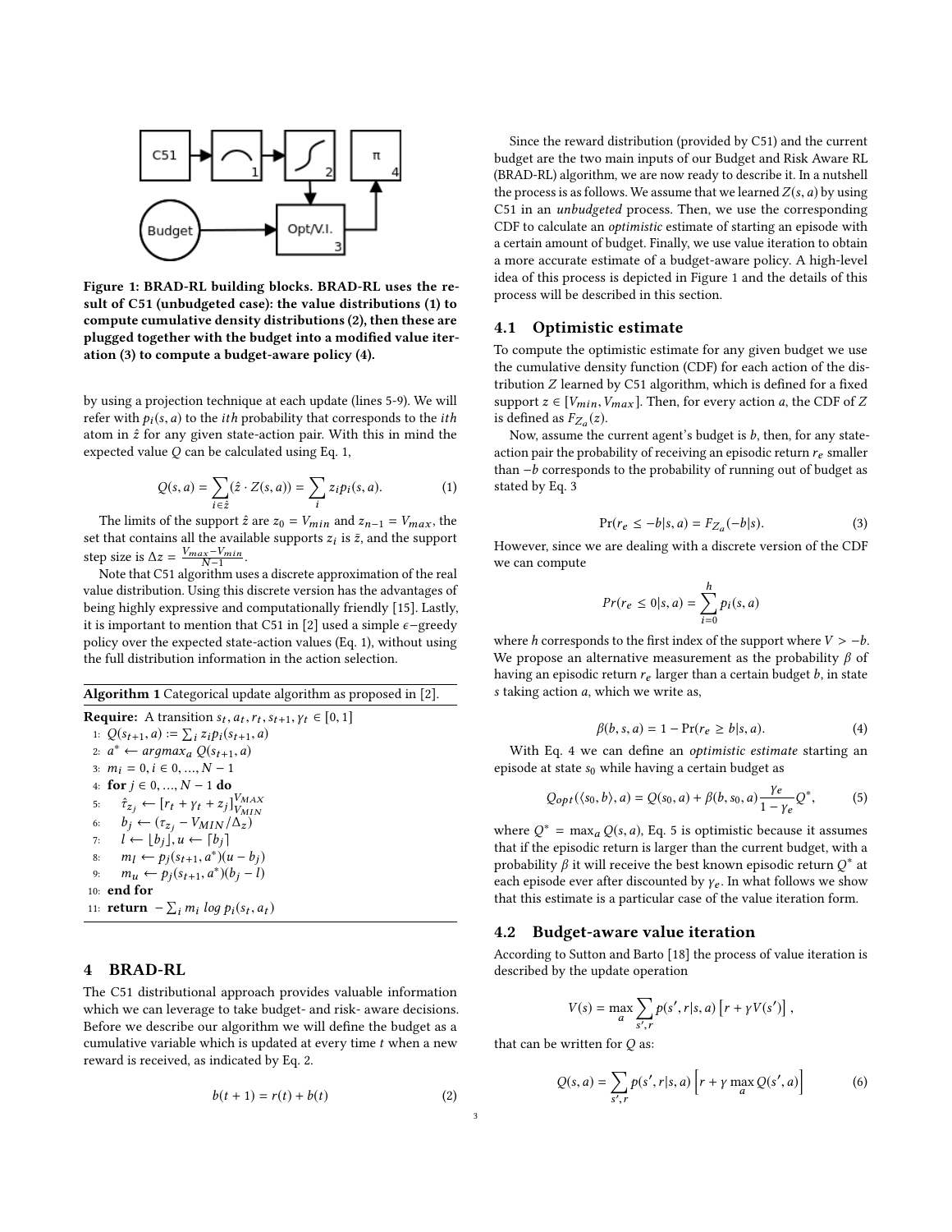Figure 1: BRAD-RL building blocks. BRAD-RL uses the result of C51 (unbudgeted case): the value distributions (1) to compute cumulative density distributions (2), then these are plugged together with the budget into a modified value iteration (3) to compute a budget-aware policy (4).

by using a projection technique at each update (lines 5-9). We will refer with $p_i(s, a)$ to the $ith$ probability that corresponds to the $ith$ atom in $\hat{z}$ for any given state-action pair. With this in mind the expected value $Q$ can be calculated using Eq. 1,

$$Q(s, a) = \sum_{i \in \hat{z}} (\hat{z} \cdot Z(s, a)) = \sum_i z_i p_i(s, a). \tag{1}$$

The limits of the support $\hat{z}$ are $z_0 = V_{min}$ and $z_{n-1} = V_{max}$, the set that contains all the available supports $z_i$ is $\bar{z}$, and the support step size is $\Delta z = \frac{V_{max} - V_{min}}{N-1}$.

Note that C51 algorithm uses a discrete approximation of the real value distribution. Using this discrete version has the advantages of being highly expressive and computationally friendly [15]. Lastly, it is important to mention that C51 in [2] used a simple $\epsilon$−greedy policy over the expected state-action values (Eq. 1), without using the full distribution information in the action selection.

**Algorithm 1** Categorical update algorithm as proposed in [2].

**Require:** A transition $s_t, a_t, r_t, s_{t+1}, \gamma_t \in [0, 1]$
1: $Q(s_{t+1}, a) := \sum_i z_i p_i(s_{t+1}, a)$
2: $a^* \leftarrow argmax_a\ Q(s_{t+1}, a)$
3: $m_i = 0, i \in 0, ..., N-1$
4: **for** $j \in 0, ..., N-1$ **do**
5: $\hat{\tau}_{z_j} \leftarrow [r_t + \gamma_t + z_j]_{V_{MIN}}^{V_{MAX}}$
6: $b_j \leftarrow (\tau_{z_j} - V_{MIN}/\Delta_z)$
7: $l \leftarrow \lfloor b_j \rfloor, u \leftarrow \lceil b_j \rceil$
8: $m_l \leftarrow p_j(s_{t+1}, a^*)(u - b_j)$
9: $m_u \leftarrow p_j(s_{t+1}, a^*)(b_j - l)$
10: **end for**
11: **return** $-\sum_i m_i\ log\ p_i(s_t, a_t)$

## 4 BRAD-RL

The C51 distributional approach provides valuable information which we can leverage to take budget- and risk- aware decisions. Before we describe our algorithm we will define the budget as a cumulative variable which is updated at every time $t$ when a new reward is received, as indicated by Eq. 2.

$$b(t+1) = r(t) + b(t) \tag{2}$$

Since the reward distribution (provided by C51) and the current budget are the two main inputs of our Budget and Risk Aware RL (BRAD-RL) algorithm, we are now ready to describe it. In a nutshell the process is as follows. We assume that we learned $Z(s, a)$ by using C51 in an *unbudgeted* process. Then, we use the corresponding CDF to calculate an *optimistic* estimate of starting an episode with a certain amount of budget. Finally, we use value iteration to obtain a more accurate estimate of a budget-aware policy. A high-level idea of this process is depicted in Figure 1 and the details of this process will be described in this section.

### 4.1 Optimistic estimate

To compute the optimistic estimate for any given budget we use the cumulative density function (CDF) for each action of the distribution $Z$ learned by C51 algorithm, which is defined for a fixed support $z \in [V_{min}, V_{max}]$. Then, for every action $a$, the CDF of $Z$ is defined as $F_{Z_a}(z)$.

Now, assume the current agent's budget is $b$, then, for any state-action pair the probability of receiving an episodic return $r_e$ smaller than $-b$ corresponds to the probability of running out of budget as stated by Eq. 3

$$\Pr(r_e \leq -b|s, a) = F_{Z_a}(-b|s). \tag{3}$$

However, since we are dealing with a discrete version of the CDF we can compute

$$Pr(r_e \leq 0|s, a) = \sum_{i=0}^{h} p_i(s, a)$$

where $h$ corresponds to the first index of the support where $V > -b$. We propose an alternative measurement as the probability $\beta$ of having an episodic return $r_e$ larger than a certain budget $b$, in state $s$ taking action $a$, which we write as,

$$\beta(b, s, a) = 1 - \Pr(r_e \geq b|s, a). \tag{4}$$

With Eq. 4 we can define an *optimistic estimate* starting an episode at state $s_0$ while having a certain budget as

$$Q_{opt}(\langle s_0, b \rangle, a) = Q(s_0, a) + \beta(b, s_0, a) \frac{\gamma_e}{1 - \gamma_e} Q^*, \tag{5}$$

where $Q^* = \max_a Q(s, a)$, Eq. 5 is optimistic because it assumes that if the episodic return is larger than the current budget, with a probability $\beta$ it will receive the best known episodic return $Q^*$ at each episode ever after discounted by $\gamma_e$. In what follows we show that this estimate is a particular case of the value iteration form.

### 4.2 Budget-aware value iteration

According to Sutton and Barto [18] the process of value iteration is described by the update operation

$$V(s) = \max_a \sum_{s', r} p(s', r|s, a) \left[ r + \gamma V(s') \right],$$

that can be written for $Q$ as:

$$Q(s, a) = \sum_{s', r} p(s', r|s, a) \left[ r + \gamma \max_a Q(s', a) \right] \tag{6}$$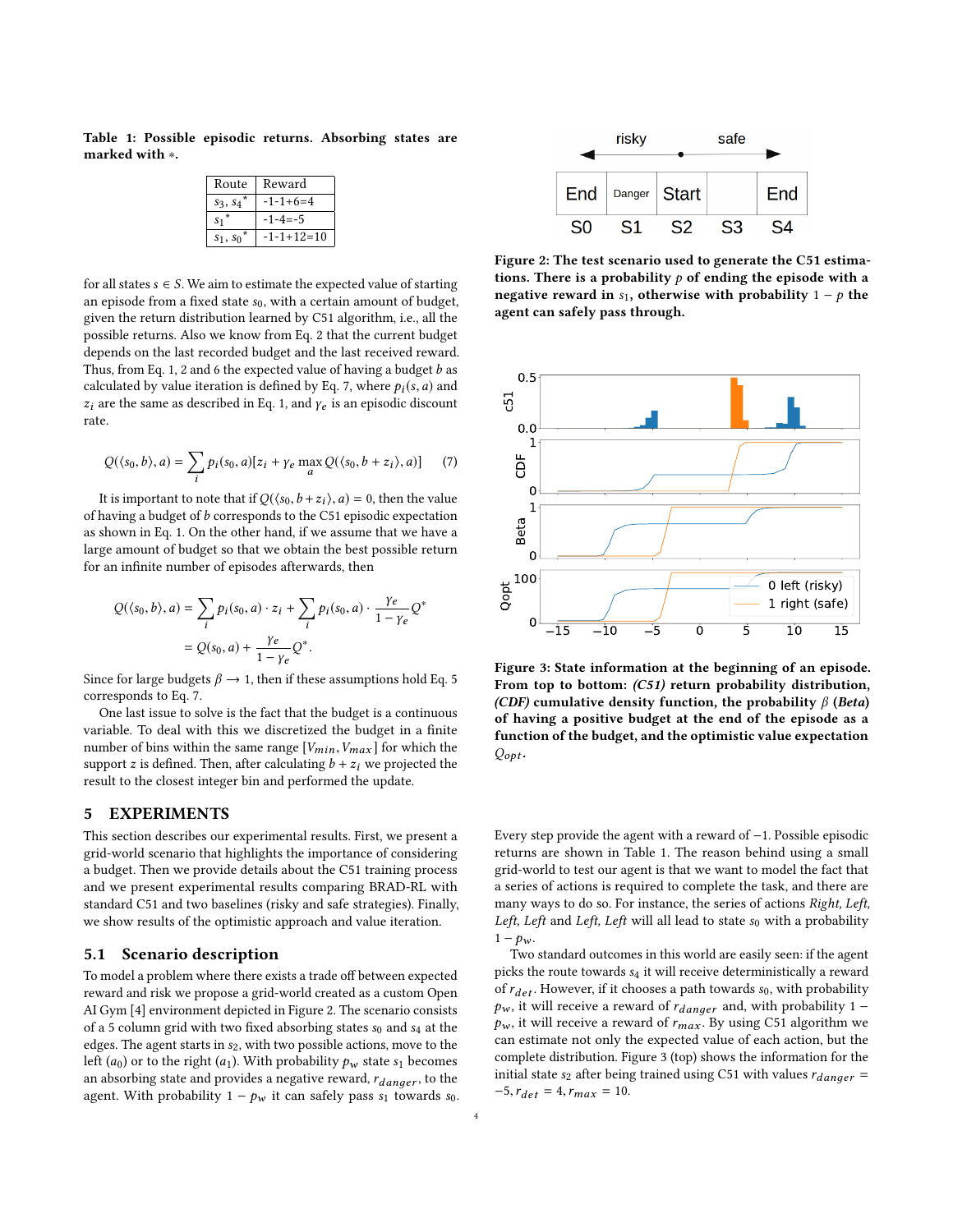**Table 1: Possible episodic returns. Absorbing states are marked with ∗.**

| Route | Reward |
| --- | --- |
| $s_3, s_4^*$ | -1-1+6=4 |
| $s_1^*$ | -1-4=-5 |
| $s_1, s_0^*$ | -1-1+12=10 |

for all states $s \in S$. We aim to estimate the expected value of starting an episode from a fixed state $s_0$, with a certain amount of budget, given the return distribution learned by C51 algorithm, i.e., all the possible returns. Also we know from Eq. 2 that the current budget depends on the last recorded budget and the last received reward. Thus, from Eq. 1, 2 and 6 the expected value of having a budget $b$ as calculated by value iteration is defined by Eq. 7, where $p_i(s, a)$ and $z_i$ are the same as described in Eq. 1, and $\gamma_e$ is an episodic discount rate.

$$Q(\langle s_0, b\rangle, a) = \sum_i p_i(s_0, a)[z_i + \gamma_e \max_a Q(\langle s_0, b + z_i\rangle, a)] \quad (7)$$

It is important to note that if $Q(\langle s_0, b + z_i\rangle, a) = 0$, then the value of having a budget of $b$ corresponds to the C51 episodic expectation as shown in Eq. 1. On the other hand, if we assume that we have a large amount of budget so that we obtain the best possible return for an infinite number of episodes afterwards, then

$$\begin{aligned} Q(\langle s_0, b\rangle, a) &= \sum_i p_i(s_0, a) \cdot z_i + \sum_i p_i(s_0, a) \cdot \frac{\gamma_e}{1 - \gamma_e} Q^* \\ &= Q(s_0, a) + \frac{\gamma_e}{1 - \gamma_e} Q^*. \end{aligned}$$

Since for large budgets $\beta \to 1$, then if these assumptions hold Eq. 5 corresponds to Eq. 7.

One last issue to solve is the fact that the budget is a continuous variable. To deal with this we discretized the budget in a finite number of bins within the same range $[V_{min}, V_{max}]$ for which the support $z$ is defined. Then, after calculating $b + z_i$ we projected the result to the closest integer bin and performed the update.

## 5 EXPERIMENTS

This section describes our experimental results. First, we present a grid-world scenario that highlights the importance of considering a budget. Then we provide details about the C51 training process and we present experimental results comparing BRAD-RL with standard C51 and two baselines (risky and safe strategies). Finally, we show results of the optimistic approach and value iteration.

### 5.1 Scenario description

To model a problem where there exists a trade off between expected reward and risk we propose a grid-world created as a custom Open AI Gym [4] environment depicted in Figure 2. The scenario consists of a 5 column grid with two fixed absorbing states $s_0$ and $s_4$ at the edges. The agent starts in $s_2$, with two possible actions, move to the left ($a_0$) or to the right ($a_1$). With probability $p_w$ state $s_1$ becomes an absorbing state and provides a negative reward, $r_{danger}$, to the agent. With probability $1 - p_w$ it can safely pass $s_1$ towards $s_0$.

**Figure 2: The test scenario used to generate the C51 estimations. There is a probability $p$ of ending the episode with a negative reward in $s_1$, otherwise with probability $1 - p$ the agent can safely pass through.**

**Figure 3: State information at the beginning of an episode. From top to bottom: *(C51)* return probability distribution, *(CDF)* cumulative density function, the probability $\beta$ *(Beta)* of having a positive budget at the end of the episode as a function of the budget, and the optimistic value expectation $Q_{opt}$.**

Every step provide the agent with a reward of −1. Possible episodic returns are shown in Table 1. The reason behind using a small grid-world to test our agent is that we want to model the fact that a series of actions is required to complete the task, and there are many ways to do so. For instance, the series of actions *Right, Left, Left, Left* and *Left, Left* will all lead to state $s_0$ with a probability $1 - p_w$.

Two standard outcomes in this world are easily seen: if the agent picks the route towards $s_4$ it will receive deterministically a reward of $r_{det}$. However, if it chooses a path towards $s_0$, with probability $p_w$, it will receive a reward of $r_{danger}$ and, with probability $1 - p_w$, it will receive a reward of $r_{max}$. By using C51 algorithm we can estimate not only the expected value of each action, but the complete distribution. Figure 3 (top) shows the information for the initial state $s_2$ after being trained using C51 with values $r_{danger} = -5, r_{det} = 4, r_{max} = 10$.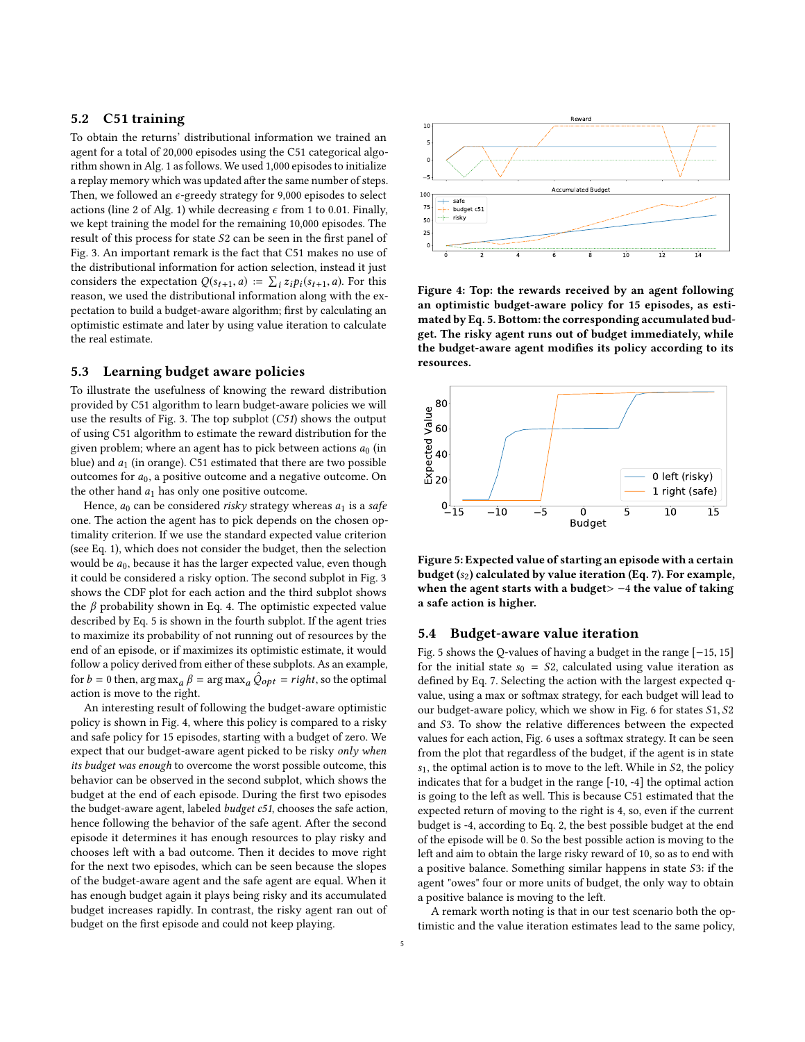## 5.2 C51 training

To obtain the returns' distributional information we trained an agent for a total of 20,000 episodes using the C51 categorical algorithm shown in Alg. 1 as follows. We used 1,000 episodes to initialize a replay memory which was updated after the same number of steps. Then, we followed an $\epsilon$-greedy strategy for 9,000 episodes to select actions (line 2 of Alg. 1) while decreasing $\epsilon$ from 1 to 0.01. Finally, we kept training the model for the remaining 10,000 episodes. The result of this process for state $S2$ can be seen in the first panel of Fig. 3. An important remark is the fact that C51 makes no use of the distributional information for action selection, instead it just considers the expectation $Q(s_{t+1}, a) := \sum_i z_i p_i(s_{t+1}, a)$. For this reason, we used the distributional information along with the expectation to build a budget-aware algorithm; first by calculating an optimistic estimate and later by using value iteration to calculate the real estimate.

## 5.3 Learning budget aware policies

To illustrate the usefulness of knowing the reward distribution provided by C51 algorithm to learn budget-aware policies we will use the results of Fig. 3. The top subplot (*C51*) shows the output of using C51 algorithm to estimate the reward distribution for the given problem; where an agent has to pick between actions $a_0$ (in blue) and $a_1$ (in orange). C51 estimated that there are two possible outcomes for $a_0$, a positive outcome and a negative outcome. On the other hand $a_1$ has only one positive outcome.

Hence, $a_0$ can be considered *risky* strategy whereas $a_1$ is a *safe* one. The action the agent has to pick depends on the chosen optimality criterion. If we use the standard expected value criterion (see Eq. 1), which does not consider the budget, then the selection would be $a_0$, because it has the larger expected value, even though it could be considered a risky option. The second subplot in Fig. 3 shows the CDF plot for each action and the third subplot shows the $\beta$ probability shown in Eq. 4. The optimistic expected value described by Eq. 5 is shown in the fourth subplot. If the agent tries to maximize its probability of not running out of resources by the end of an episode, or if maximizes its optimistic estimate, it would follow a policy derived from either of these subplots. As an example, for $b = 0$ then, $\arg\max_a \beta = \arg\max_a \hat{Q}_{opt} = right$, so the optimal action is move to the right.

An interesting result of following the budget-aware optimistic policy is shown in Fig. 4, where this policy is compared to a risky and safe policy for 15 episodes, starting with a budget of zero. We expect that our budget-aware agent picked to be risky *only when its budget was enough* to overcome the worst possible outcome, this behavior can be observed in the second subplot, which shows the budget at the end of each episode. During the first two episodes the budget-aware agent, labeled *budget c51*, chooses the safe action, hence following the behavior of the safe agent. After the second episode it determines it has enough resources to play risky and chooses left with a bad outcome. Then it decides to move right for the next two episodes, which can be seen because the slopes of the budget-aware agent and the safe agent are equal. When it has enough budget again it plays being risky and its accumulated budget increases rapidly. In contrast, the risky agent ran out of budget on the first episode and could not keep playing.

**Figure 4: Top: the rewards received by an agent following an optimistic budget-aware policy for 15 episodes, as estimated by Eq. 5. Bottom: the corresponding accumulated budget. The risky agent runs out of budget immediately, while the budget-aware agent modifies its policy according to its resources.**

**Figure 5: Expected value of starting an episode with a certain budget ($s_2$) calculated by value iteration (Eq. 7). For example, when the agent starts with a budget> $-4$ the value of taking a safe action is higher.**

## 5.4 Budget-aware value iteration

Fig. 5 shows the Q-values of having a budget in the range $[-15, 15]$ for the initial state $s_0 = S2$, calculated using value iteration as defined by Eq. 7. Selecting the action with the largest expected q-value, using a max or softmax strategy, for each budget will lead to our budget-aware policy, which we show in Fig. 6 for states $S1, S2$ and $S3$. To show the relative differences between the expected values for each action, Fig. 6 uses a softmax strategy. It can be seen from the plot that regardless of the budget, if the agent is in state $s_1$, the optimal action is to move to the left. While in $S2$, the policy indicates that for a budget in the range [-10, -4] the optimal action is going to the left as well. This is because C51 estimated that the expected return of moving to the right is 4, so, even if the current budget is -4, according to Eq. 2, the best possible budget at the end of the episode will be 0. So the best possible action is moving to the left and aim to obtain the large risky reward of 10, so as to end with a positive balance. Something similar happens in state $S3$: if the agent "owes" four or more units of budget, the only way to obtain a positive balance is moving to the left.

A remark worth noting is that in our test scenario both the optimistic and the value iteration estimates lead to the same policy,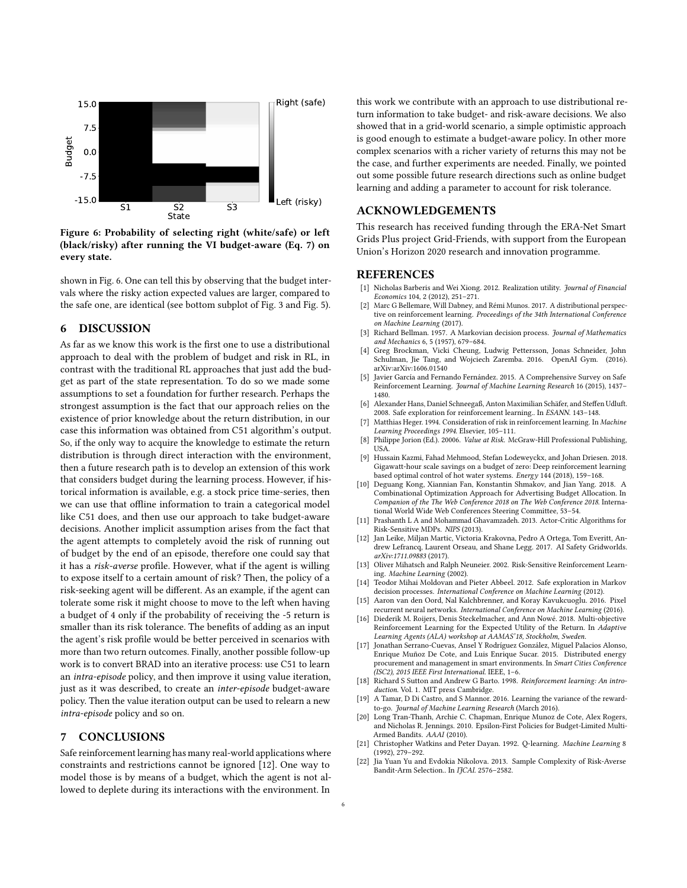15.0
7.5
0.0
-7.5
-15.0
Budget
S1
S2
S3
State
Right (safe)
Left (risky)

**Figure 6: Probability of selecting right (white/safe) or left (black/risky) after running the VI budget-aware (Eq. 7) on every state.**

shown in Fig. 6. One can tell this by observing that the budget intervals where the risky action expected values are larger, compared to the safe one, are identical (see bottom subplot of Fig. 3 and Fig. 5).

## 6 DISCUSSION

As far as we know this work is the first one to use a distributional approach to deal with the problem of budget and risk in RL, in contrast with the traditional RL approaches that just add the budget as part of the state representation. To do so we made some assumptions to set a foundation for further research. Perhaps the strongest assumption is the fact that our approach relies on the existence of prior knowledge about the return distribution, in our case this information was obtained from C51 algorithm's output. So, if the only way to acquire the knowledge to estimate the return distribution is through direct interaction with the environment, then a future research path is to develop an extension of this work that considers budget during the learning process. However, if historical information is available, e.g. a stock price time-series, then we can use that offline information to train a categorical model like C51 does, and then use our approach to take budget-aware decisions. Another implicit assumption arises from the fact that the agent attempts to completely avoid the risk of running out of budget by the end of an episode, therefore one could say that it has a *risk-averse* profile. However, what if the agent is willing to expose itself to a certain amount of risk? Then, the policy of a risk-seeking agent will be different. As an example, if the agent can tolerate some risk it might choose to move to the left when having a budget of 4 only if the probability of receiving the -5 return is smaller than its risk tolerance. The benefits of adding as an input the agent's risk profile would be better perceived in scenarios with more than two return outcomes. Finally, another possible follow-up work is to convert BRAD into an iterative process: use C51 to learn an *intra-episode* policy, and then improve it using value iteration, just as it was described, to create an *inter-episode* budget-aware policy. Then the value iteration output can be used to relearn a new *intra-episode* policy and so on.

## 7 CONCLUSIONS

Safe reinforcement learning has many real-world applications where constraints and restrictions cannot be ignored [12]. One way to model those is by means of a budget, which the agent is not allowed to deplete during its interactions with the environment. In this work we contribute with an approach to use distributional return information to take budget- and risk-aware decisions. We also showed that in a grid-world scenario, a simple optimistic approach is good enough to estimate a budget-aware policy. In other more complex scenarios with a richer variety of returns this may not be the case, and further experiments are needed. Finally, we pointed out some possible future research directions such as online budget learning and adding a parameter to account for risk tolerance.

## ACKNOWLEDGEMENTS

This research has received funding through the ERA-Net Smart Grids Plus project Grid-Friends, with support from the European Union's Horizon 2020 research and innovation programme.

## REFERENCES

[1] Nicholas Barberis and Wei Xiong. 2012. Realization utility. *Journal of Financial Economics* 104, 2 (2012), 251–271.
[2] Marc G Bellemare, Will Dabney, and Rémi Munos. 2017. A distributional perspective on reinforcement learning. *Proceedings of the 34th International Conference on Machine Learning* (2017).
[3] Richard Bellman. 1957. A Markovian decision process. *Journal of Mathematics and Mechanics* 6, 5 (1957), 679–684.
[4] Greg Brockman, Vicki Cheung, Ludwig Pettersson, Jonas Schneider, John Schulman, Jie Tang, and Wojciech Zaremba. 2016. OpenAI Gym. (2016). arXiv:arXiv:1606.01540
[5] Javier García and Fernando Fernández. 2015. A Comprehensive Survey on Safe Reinforcement Learning. *Journal of Machine Learning Research* 16 (2015), 1437–1480.
[6] Alexander Hans, Daniel Schneegaß, Anton Maximilian Schäfer, and Steffen Udluft. 2008. Safe exploration for reinforcement learning.. In *ESANN*. 143–148.
[7] Matthias Heger. 1994. Consideration of risk in reinforcement learning. In *Machine Learning Proceedings 1994*. Elsevier, 105–111.
[8] Philippe Jorion (Ed.). 20006. *Value at Risk*. McGraw-Hill Professional Publishing, USA.
[9] Hussain Kazmi, Fahad Mehmood, Stefan Lodeweyckx, and Johan Driesen. 2018. Gigawatt-hour scale savings on a budget of zero: Deep reinforcement learning based optimal control of hot water systems. *Energy* 144 (2018), 159–168.
[10] Deguang Kong, Xiannian Fan, Konstantin Shmakov, and Jian Yang. 2018. A Combinational Optimization Approach for Advertising Budget Allocation. In *Companion of the The Web Conference 2018 on The Web Conference 2018*. International World Wide Web Conferences Steering Committee, 53–54.
[11] Prashanth L A and Mohammad Ghavamzadeh. 2013. Actor-Critic Algorithms for Risk-Sensitive MDPs. *NIPS* (2013).
[12] Jan Leike, Miljan Martic, Victoria Krakovna, Pedro A Ortega, Tom Everitt, Andrew Lefrancq, Laurent Orseau, and Shane Legg. 2017. AI Safety Gridworlds. *arXiv:1711.09883* (2017).
[13] Oliver Mihatsch and Ralph Neuneier. 2002. Risk-Sensitive Reinforcement Learning. *Machine Learning* (2002).
[14] Teodor Mihai Moldovan and Pieter Abbeel. 2012. Safe exploration in Markov decision processes. *International Conference on Machine Learning* (2012).
[15] Aaron van den Oord, Nal Kalchbrenner, and Koray Kavukcuoglu. 2016. Pixel recurrent neural networks. *International Conference on Machine Learning* (2016).
[16] Diederik M. Roijers, Denis Steckelmacher, and Ann Nowé. 2018. Multi-objective Reinforcement Learning for the Expected Utility of the Return. In *Adaptive Learning Agents (ALA) workshop at AAMAS'18, Stockholm, Sweden*.
[17] Jonathan Serrano-Cuevas, Ansel Y Rodríguez González, Miguel Palacios Alonso, Enrique Muñoz De Cote, and Luis Enrique Sucar. 2015. Distributed energy procurement and management in smart environments. In *Smart Cities Conference (ISC2), 2015 IEEE First International*. IEEE, 1–6.
[18] Richard S Sutton and Andrew G Barto. 1998. *Reinforcement learning: An introduction*. Vol. 1. MIT press Cambridge.
[19] A Tamar, D Di Castro, and S Mannor. 2016. Learning the variance of the reward-to-go. *Journal of Machine Learning Research* (March 2016).
[20] Long Tran-Thanh, Archie C. Chapman, Enrique Munoz de Cote, Alex Rogers, and Nicholas R. Jennings. 2010. Epsilon-First Policies for Budget-Limited Multi-Armed Bandits. *AAAI* (2010).
[21] Christopher Watkins and Peter Dayan. 1992. Q-learning. *Machine Learning* 8 (1992), 279–292.
[22] Jia Yuan Yu and Evdokia Nikolova. 2013. Sample Complexity of Risk-Averse Bandit-Arm Selection.. In *IJCAI*. 2576–2582.